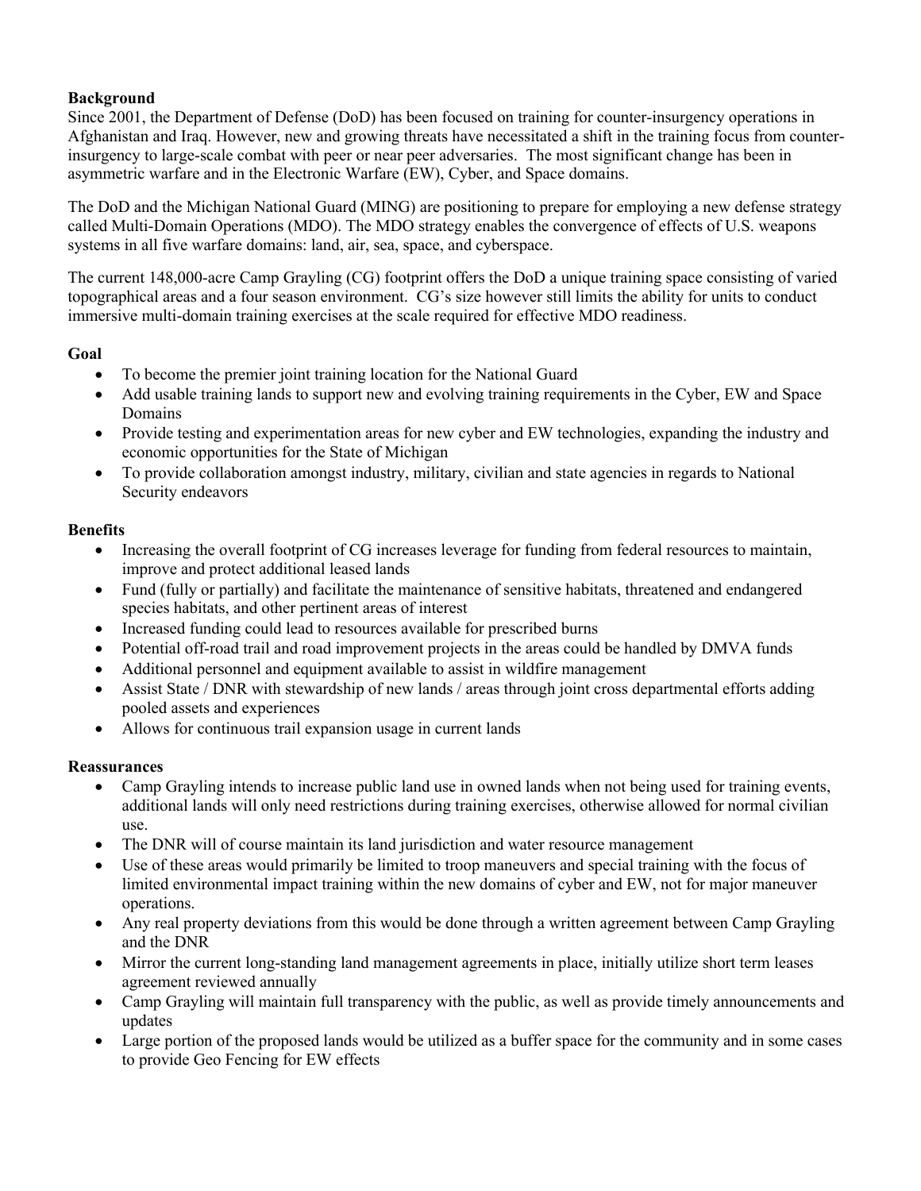**Background**

Since 2001, the Department of Defense (DoD) has been focused on training for counter-insurgency operations in Afghanistan and Iraq. However, new and growing threats have necessitated a shift in the training focus from counter-insurgency to large-scale combat with peer or near peer adversaries. The most significant change has been in asymmetric warfare and in the Electronic Warfare (EW), Cyber, and Space domains.

The DoD and the Michigan National Guard (MING) are positioning to prepare for employing a new defense strategy called Multi-Domain Operations (MDO). The MDO strategy enables the convergence of effects of U.S. weapons systems in all five warfare domains: land, air, sea, space, and cyberspace.

The current 148,000-acre Camp Grayling (CG) footprint offers the DoD a unique training space consisting of varied topographical areas and a four season environment. CG's size however still limits the ability for units to conduct immersive multi-domain training exercises at the scale required for effective MDO readiness.

**Goal**

- To become the premier joint training location for the National Guard
- Add usable training lands to support new and evolving training requirements in the Cyber, EW and Space Domains
- Provide testing and experimentation areas for new cyber and EW technologies, expanding the industry and economic opportunities for the State of Michigan
- To provide collaboration amongst industry, military, civilian and state agencies in regards to National Security endeavors

**Benefits**

- Increasing the overall footprint of CG increases leverage for funding from federal resources to maintain, improve and protect additional leased lands
- Fund (fully or partially) and facilitate the maintenance of sensitive habitats, threatened and endangered species habitats, and other pertinent areas of interest
- Increased funding could lead to resources available for prescribed burns
- Potential off-road trail and road improvement projects in the areas could be handled by DMVA funds
- Additional personnel and equipment available to assist in wildfire management
- Assist State / DNR with stewardship of new lands / areas through joint cross departmental efforts adding pooled assets and experiences
- Allows for continuous trail expansion usage in current lands

**Reassurances**

- Camp Grayling intends to increase public land use in owned lands when not being used for training events, additional lands will only need restrictions during training exercises, otherwise allowed for normal civilian use.
- The DNR will of course maintain its land jurisdiction and water resource management
- Use of these areas would primarily be limited to troop maneuvers and special training with the focus of limited environmental impact training within the new domains of cyber and EW, not for major maneuver operations.
- Any real property deviations from this would be done through a written agreement between Camp Grayling and the DNR
- Mirror the current long-standing land management agreements in place, initially utilize short term leases agreement reviewed annually
- Camp Grayling will maintain full transparency with the public, as well as provide timely announcements and updates
- Large portion of the proposed lands would be utilized as a buffer space for the community and in some cases to provide Geo Fencing for EW effects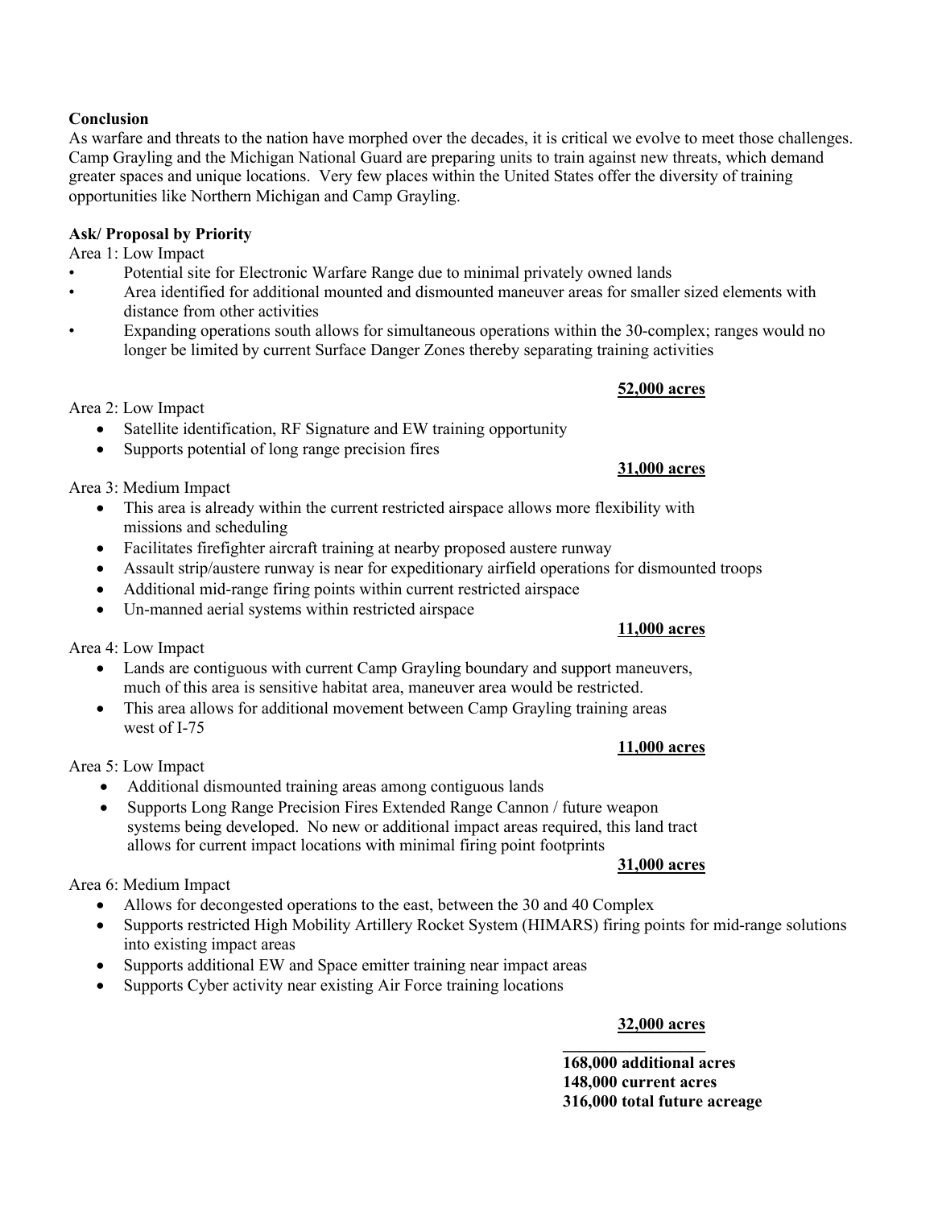**Conclusion**

As warfare and threats to the nation have morphed over the decades, it is critical we evolve to meet those challenges. Camp Grayling and the Michigan National Guard are preparing units to train against new threats, which demand greater spaces and unique locations. Very few places within the United States offer the diversity of training opportunities like Northern Michigan and Camp Grayling.

**Ask/ Proposal by Priority**

Area 1: Low Impact

- Potential site for Electronic Warfare Range due to minimal privately owned lands
- Area identified for additional mounted and dismounted maneuver areas for smaller sized elements with distance from other activities
- Expanding operations south allows for simultaneous operations within the 30-complex; ranges would no longer be limited by current Surface Danger Zones thereby separating training activities

**52,000 acres**

Area 2: Low Impact

- Satellite identification, RF Signature and EW training opportunity
- Supports potential of long range precision fires

**31,000 acres**

Area 3: Medium Impact

- This area is already within the current restricted airspace allows more flexibility with missions and scheduling
- Facilitates firefighter aircraft training at nearby proposed austere runway
- Assault strip/austere runway is near for expeditionary airfield operations for dismounted troops
- Additional mid-range firing points within current restricted airspace
- Un-manned aerial systems within restricted airspace

**11,000 acres**

Area 4: Low Impact

- Lands are contiguous with current Camp Grayling boundary and support maneuvers, much of this area is sensitive habitat area, maneuver area would be restricted.
- This area allows for additional movement between Camp Grayling training areas west of I-75

**11,000 acres**

Area 5: Low Impact

- Additional dismounted training areas among contiguous lands
- Supports Long Range Precision Fires Extended Range Cannon / future weapon systems being developed. No new or additional impact areas required, this land tract allows for current impact locations with minimal firing point footprints

**31,000 acres**

Area 6: Medium Impact

- Allows for decongested operations to the east, between the 30 and 40 Complex
- Supports restricted High Mobility Artillery Rocket System (HIMARS) firing points for mid-range solutions into existing impact areas
- Supports additional EW and Space emitter training near impact areas
- Supports Cyber activity near existing Air Force training locations

**32,000 acres**

**168,000 additional acres**
**148,000 current acres**
**316,000 total future acreage**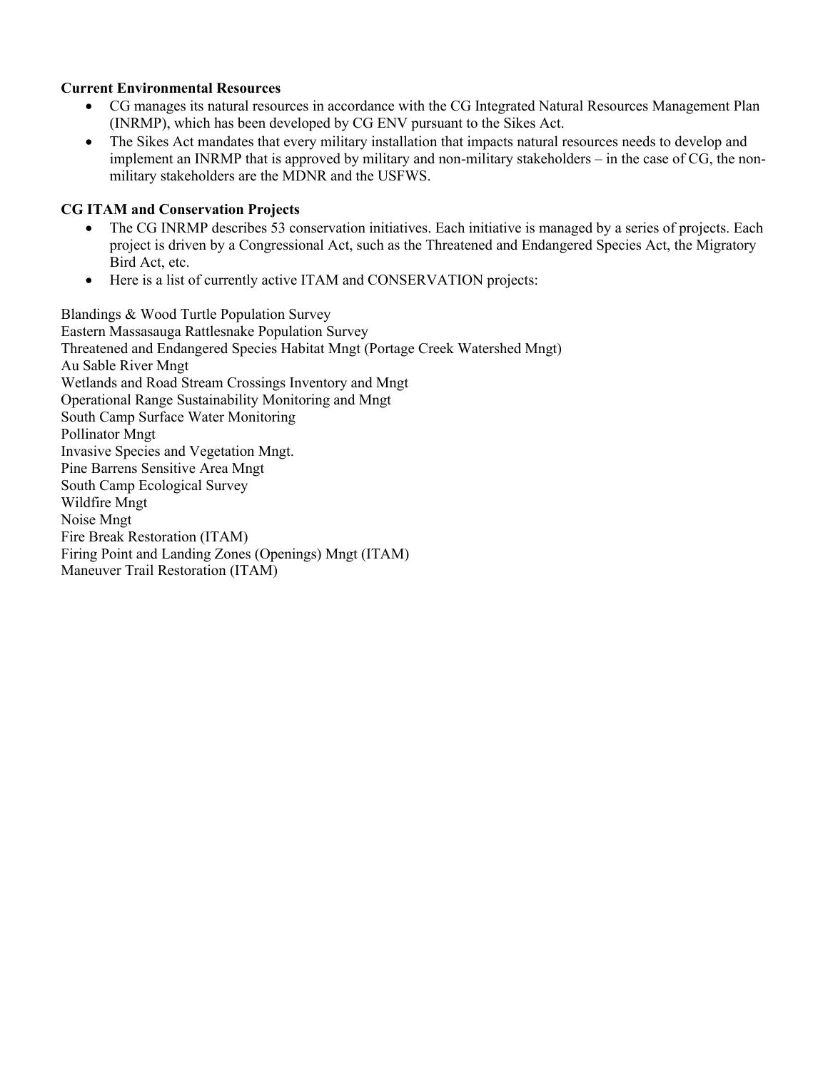**Current Environmental Resources**

- CG manages its natural resources in accordance with the CG Integrated Natural Resources Management Plan (INRMP), which has been developed by CG ENV pursuant to the Sikes Act.
- The Sikes Act mandates that every military installation that impacts natural resources needs to develop and implement an INRMP that is approved by military and non-military stakeholders – in the case of CG, the non-military stakeholders are the MDNR and the USFWS.

**CG ITAM and Conservation Projects**

- The CG INRMP describes 53 conservation initiatives. Each initiative is managed by a series of projects. Each project is driven by a Congressional Act, such as the Threatened and Endangered Species Act, the Migratory Bird Act, etc.
- Here is a list of currently active ITAM and CONSERVATION projects:

Blandings & Wood Turtle Population Survey
Eastern Massasauga Rattlesnake Population Survey
Threatened and Endangered Species Habitat Mngt (Portage Creek Watershed Mngt)
Au Sable River Mngt
Wetlands and Road Stream Crossings Inventory and Mngt
Operational Range Sustainability Monitoring and Mngt
South Camp Surface Water Monitoring
Pollinator Mngt
Invasive Species and Vegetation Mngt.
Pine Barrens Sensitive Area Mngt
South Camp Ecological Survey
Wildfire Mngt
Noise Mngt
Fire Break Restoration (ITAM)
Firing Point and Landing Zones (Openings) Mngt (ITAM)
Maneuver Trail Restoration (ITAM)